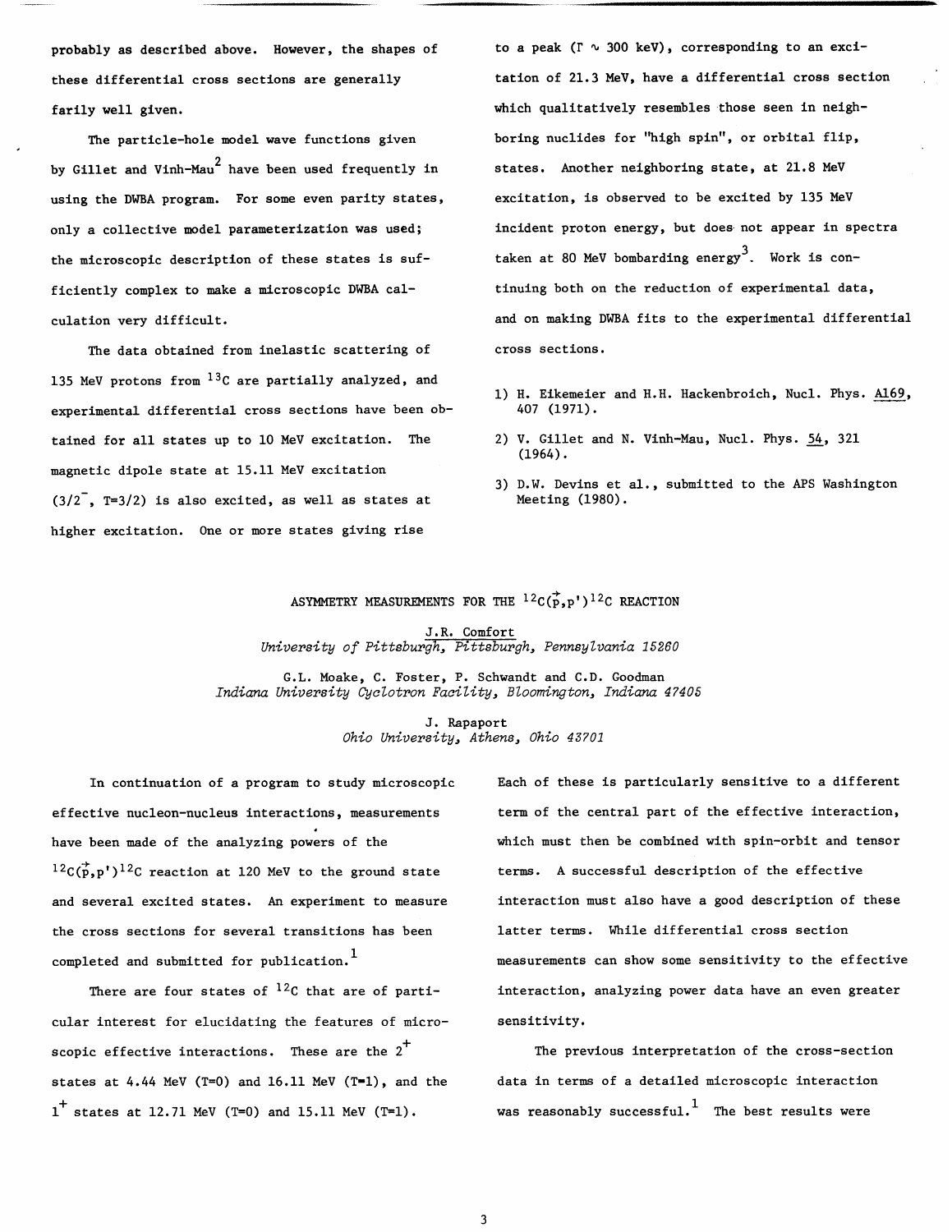probably as described above. However, the shapes of these differential cross sections are generally farily well given.

The particle-hole model wave functions given by Gillet and Vinh-Mau[2] have been used frequently in using the DWBA program. For some even parity states, only a collective model parameterization was used; the microscopic description of these states is sufficiently complex to make a microscopic DWBA calculation very difficult.

The data obtained from inelastic scattering of 135 MeV protons from $^{13}C$ are partially analyzed, and experimental differential cross sections have been obtained for all states up to 10 MeV excitation. The magnetic dipole state at 15.11 MeV excitation ($3/2^-$, T=3/2) is also excited, as well as states at higher excitation. One or more states giving rise to a peak ($\Gamma \sim 300$ keV), corresponding to an excitation of 21.3 MeV, have a differential cross section which qualitatively resembles those seen in neighboring nuclides for "high spin", or orbital flip, states. Another neighboring state, at 21.8 MeV excitation, is observed to be excited by 135 MeV incident proton energy, but does not appear in spectra taken at 80 MeV bombarding energy[3]. Work is continuing both on the reduction of experimental data, and on making DWBA fits to the experimental differential cross sections.

1) H. Eikemeier and H.H. Hackenbroich, Nucl. Phys. A169, 407 (1971).
2) V. Gillet and N. Vinh-Mau, Nucl. Phys. 54, 321 (1964).
3) D.W. Devins et al., submitted to the APS Washington Meeting (1980).

## ASYMMETRY MEASUREMENTS FOR THE $^{12}C(\vec{p},p')^{12}C$ REACTION

J.R. Comfort
*University of Pittsburgh, Pittsburgh, Pennsylvania 15260*

G.L. Moake, C. Foster, P. Schwandt and C.D. Goodman
*Indiana University Cyclotron Facility, Bloomington, Indiana 47405*

J. Rapaport
*Ohio University, Athens, Ohio 43701*

In continuation of a program to study microscopic effective nucleon-nucleus interactions, measurements have been made of the analyzing powers of the $^{12}C(\vec{p},p')^{12}C$ reaction at 120 MeV to the ground state and several excited states. An experiment to measure the cross sections for several transitions has been completed and submitted for publication.[1]

There are four states of $^{12}C$ that are of particular interest for elucidating the features of microscopic effective interactions. These are the $2^+$ states at 4.44 MeV (T=0) and 16.11 MeV (T=1), and the $1^+$ states at 12.71 MeV (T=0) and 15.11 MeV (T=1). Each of these is particularly sensitive to a different term of the central part of the effective interaction, which must then be combined with spin-orbit and tensor terms. A successful description of the effective interaction must also have a good description of these latter terms. While differential cross section measurements can show some sensitivity to the effective interaction, analyzing power data have an even greater sensitivity.

The previous interpretation of the cross-section data in terms of a detailed microscopic interaction was reasonably successful.[1] The best results were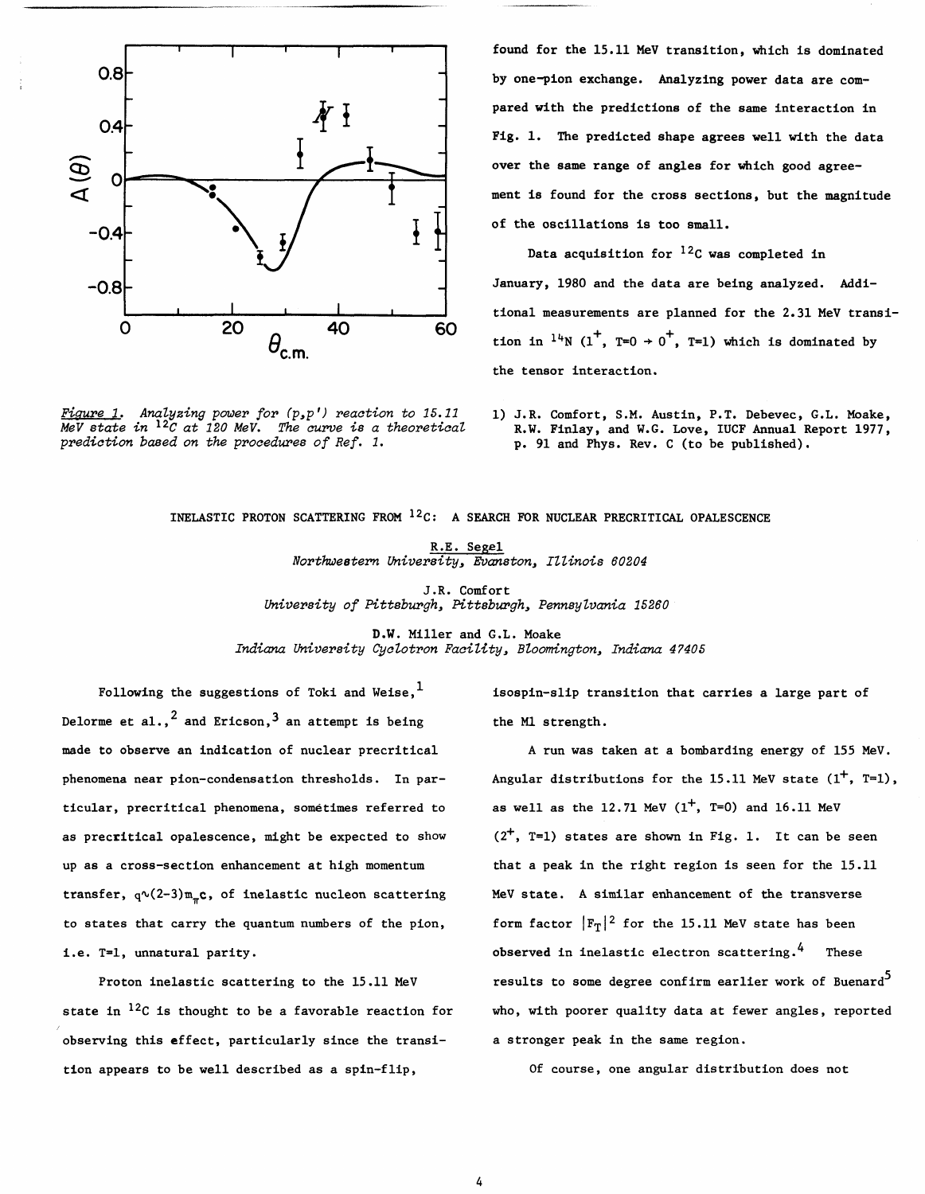0.8

0.4

$A(\theta)$

0

-0.4

-0.8

0 20 40 60

$\theta_{c.m.}$

*Figure 1. Analyzing power for (p,p') reaction to 15.11 MeV state in $^{12}C$ at 120 MeV. The curve is a theoretical prediction based on the procedures of Ref. 1.*

found for the 15.11 MeV transition, which is dominated by one-pion exchange. Analyzing power data are compared with the predictions of the same interaction in Fig. 1. The predicted shape agrees well with the data over the same range of angles for which good agreement is found for the cross sections, but the magnitude of the oscillations is too small.

Data acquisition for $^{12}C$ was completed in January, 1980 and the data are being analyzed. Additional measurements are planned for the 2.31 MeV transition in $^{14}N$ ($1^+$, T=0 → $0^+$, T=1) which is dominated by the tensor interaction.

1) J.R. Comfort, S.M. Austin, P.T. Debevec, G.L. Moake, R.W. Finlay, and W.G. Love, IUCF Annual Report 1977, p. 91 and Phys. Rev. C (to be published).

## INELASTIC PROTON SCATTERING FROM $^{12}C$: A SEARCH FOR NUCLEAR PRECRITICAL OPALESCENCE

R.E. Segel
*Northwestern University, Evanston, Illinois 60204*

J.R. Comfort
*University of Pittsburgh, Pittsburgh, Pennsylvania 15260*

D.W. Miller and G.L. Moake
*Indiana University Cyclotron Facility, Bloomington, Indiana 47405*

Following the suggestions of Toki and Weise,[1] Delorme et al.,[2] and Ericson,[3] an attempt is being made to observe an indication of nuclear precritical phenomena near pion-condensation thresholds. In particular, precritical phenomena, sometimes referred to as precritical opalescence, might be expected to show up as a cross-section enhancement at high momentum transfer, $q \sim (2-3)m_{\pi}c$, of inelastic nucleon scattering to states that carry the quantum numbers of the pion, i.e. T=1, unnatural parity.

Proton inelastic scattering to the 15.11 MeV state in $^{12}C$ is thought to be a favorable reaction for observing this effect, particularly since the transition appears to be well described as a spin-flip, isospin-slip transition that carries a large part of the M1 strength.

A run was taken at a bombarding energy of 155 MeV. Angular distributions for the 15.11 MeV state ($1^+$, T=1), as well as the 12.71 MeV ($1^+$, T=0) and 16.11 MeV ($2^+$, T=1) states are shown in Fig. 1. It can be seen that a peak in the right region is seen for the 15.11 MeV state. A similar enhancement of the transverse form factor $|F_T|^2$ for the 15.11 MeV state has been observed in inelastic electron scattering.[4] These results to some degree confirm earlier work of Buenard[5] who, with poorer quality data at fewer angles, reported a stronger peak in the same region.

Of course, one angular distribution does not